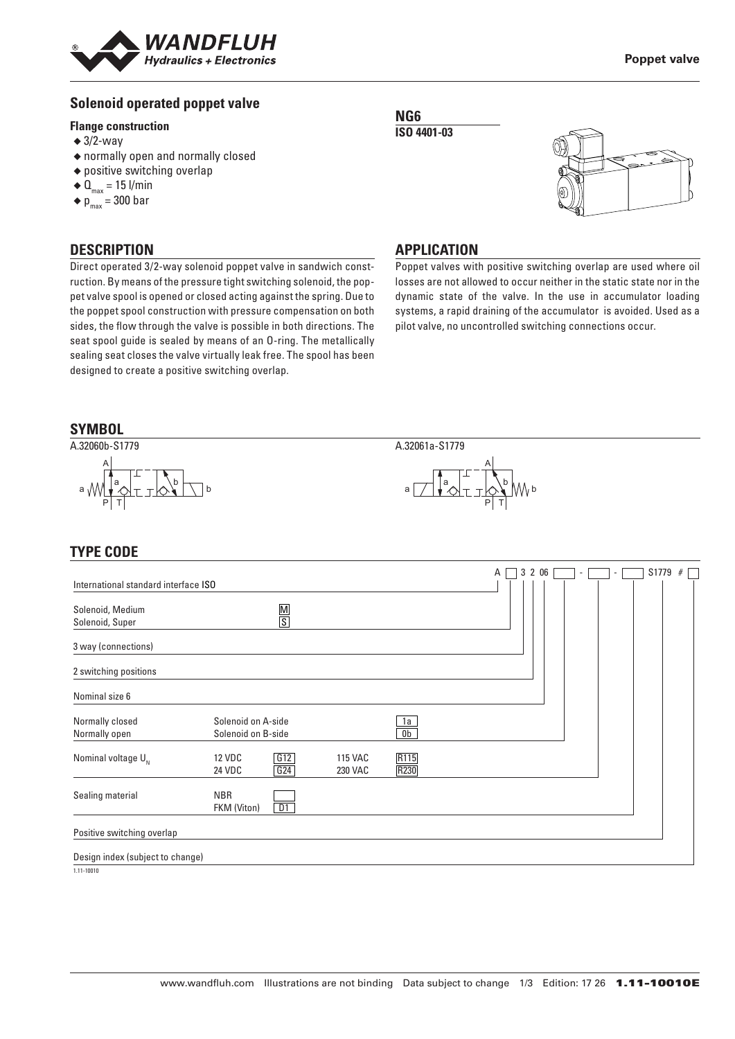**Poppet valve**

## Solenoid operated poppet valve

**Flange construction**

- 3/2-way
- normally open and normally closed
- positive switching overlap
- $Q_{max}$ = 15 l/min
- $p_{max}$ = 300 bar

**NG6**

**ISO 4401-03**

## DESCRIPTION

Direct operated 3/2-way solenoid poppet valve in sandwich construction. By means of the pressure tight switching solenoid, the poppet valve spool is opened or closed acting against the spring. Due to the poppet spool construction with pressure compensation on both sides, the flow through the valve is possible in both directions. The seat spool guide is sealed by means of an O-ring. The metallically sealing seat closes the valve virtually leak free. The spool has been designed to create a positive switching overlap.

## APPLICATION

Poppet valves with positive switching overlap are used where oil losses are not allowed to occur neither in the static state nor in the dynamic state of the valve. In the use in accumulator loading systems, a rapid draining of the accumulator is avoided. Used as a pilot valve, no uncontrolled switching connections occur.

## SYMBOL

A.32060b-S1779

A.32061a-S1779

## TYPE CODE

A ☐ 3 2 06 ☐ - ☐ - ☐ S1779 # ☐

| Position | Description | Code |
|---|---|---|
| International standard interface ISO | | A |
| Solenoid, Medium | | M |
| Solenoid, Super | | S |
| 3 way (connections) | | 3 |
| 2 switching positions | | 2 |
| Nominal size 6 | | 06 |
| Normally closed | Solenoid on A-side | 1a |
| Normally open | Solenoid on B-side | 0b |
| Nominal voltage $U_N$ | 12 VDC | G12 |
| | 24 VDC | G24 |
| | 115 VAC | R115 |
| | 230 VAC | R230 |
| Sealing material | NBR | |
| | FKM (Viton) | D1 |
| Positive switching overlap | | S1779 |
| Design index (subject to change) | | # |

1.11-10010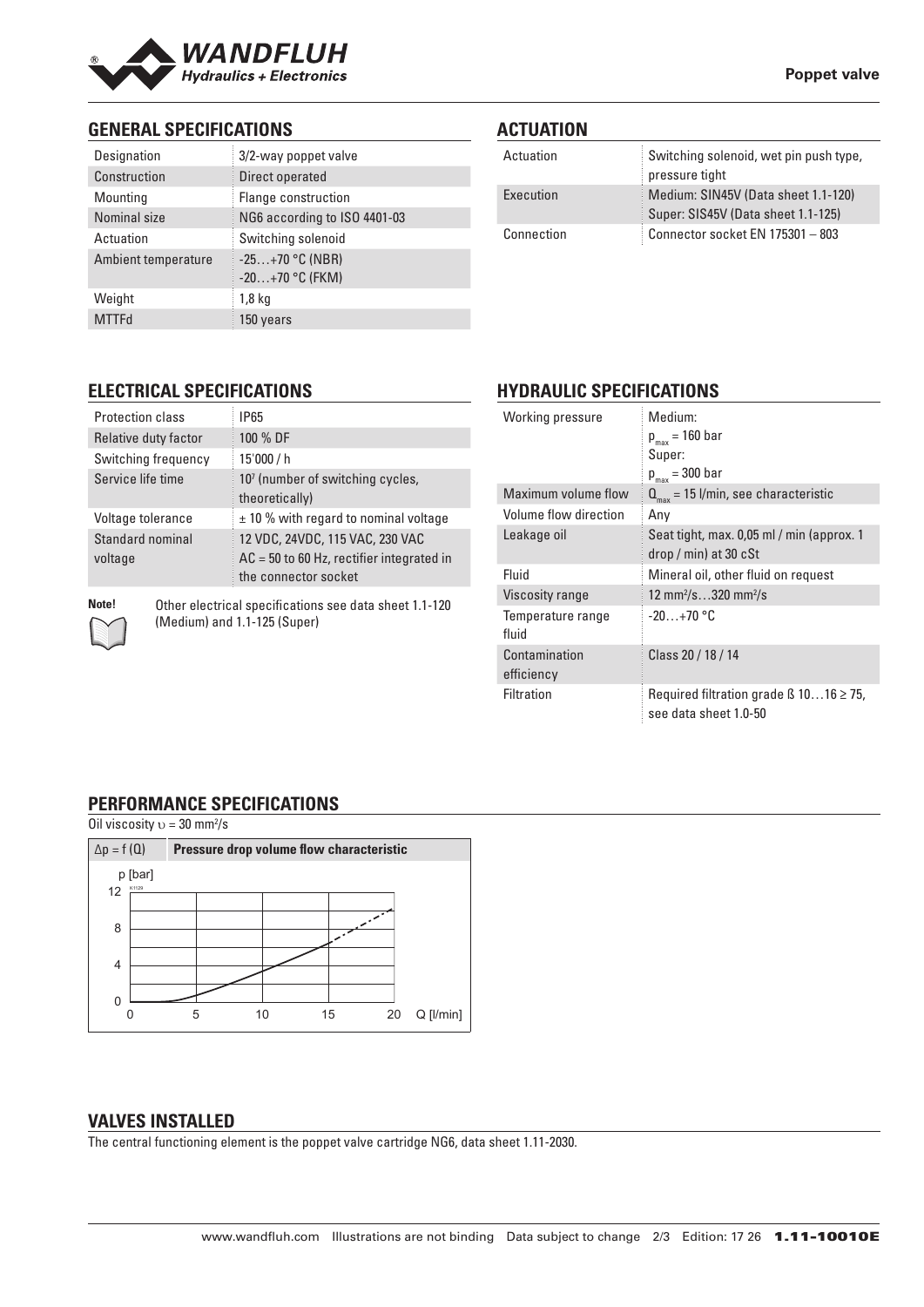## GENERAL SPECIFICATIONS

| Designation | 3/2-way poppet valve |
|---|---|
| Construction | Direct operated |
| Mounting | Flange construction |
| Nominal size | NG6 according to ISO 4401-03 |
| Actuation | Switching solenoid |
| Ambient temperature | -25…+70 °C (NBR)<br>-20…+70 °C (FKM) |
| Weight | 1,8 kg |
| MTTFd | 150 years |

## ACTUATION

| Actuation | Switching solenoid, wet pin push type, pressure tight |
|---|---|
| Execution | Medium: SIN45V (Data sheet 1.1-120)<br>Super: SIS45V (Data sheet 1.1-125) |
| Connection | Connector socket EN 175301 – 803 |

## ELECTRICAL SPECIFICATIONS

| Protection class | IP65 |
|---|---|
| Relative duty factor | 100 % DF |
| Switching frequency | 15'000 / h |
| Service life time | $10^7$ (number of switching cycles, theoretically) |
| Voltage tolerance | ± 10 % with regard to nominal voltage |
| Standard nominal voltage | 12 VDC, 24VDC, 115 VAC, 230 VAC<br>AC = 50 to 60 Hz, rectifier integrated in the connector socket |

**Note!** Other electrical specifications see data sheet 1.1-120 (Medium) and 1.1-125 (Super)

## HYDRAULIC SPECIFICATIONS

| Working pressure | Medium:<br>$p_{max}$ = 160 bar<br>Super:<br>$p_{max}$ = 300 bar |
|---|---|
| Maximum volume flow | $Q_{max}$ = 15 l/min, see characteristic |
| Volume flow direction | Any |
| Leakage oil | Seat tight, max. 0,05 ml / min (approx. 1 drop / min) at 30 cSt |
| Fluid | Mineral oil, other fluid on request |
| Viscosity range | 12 mm²/s…320 mm²/s |
| Temperature range fluid | -20…+70 °C |
| Contamination efficiency | Class 20 / 18 / 14 |
| Filtration | Required filtration grade ß 10…16 ≥ 75, see data sheet 1.0-50 |

## PERFORMANCE SPECIFICATIONS

Oil viscosity $\upsilon$ = 30 mm²/s

$\Delta p = f(Q)$ — Pressure drop volume flow characteristic

## VALVES INSTALLED

The central functioning element is the poppet valve cartridge NG6, data sheet 1.11-2030.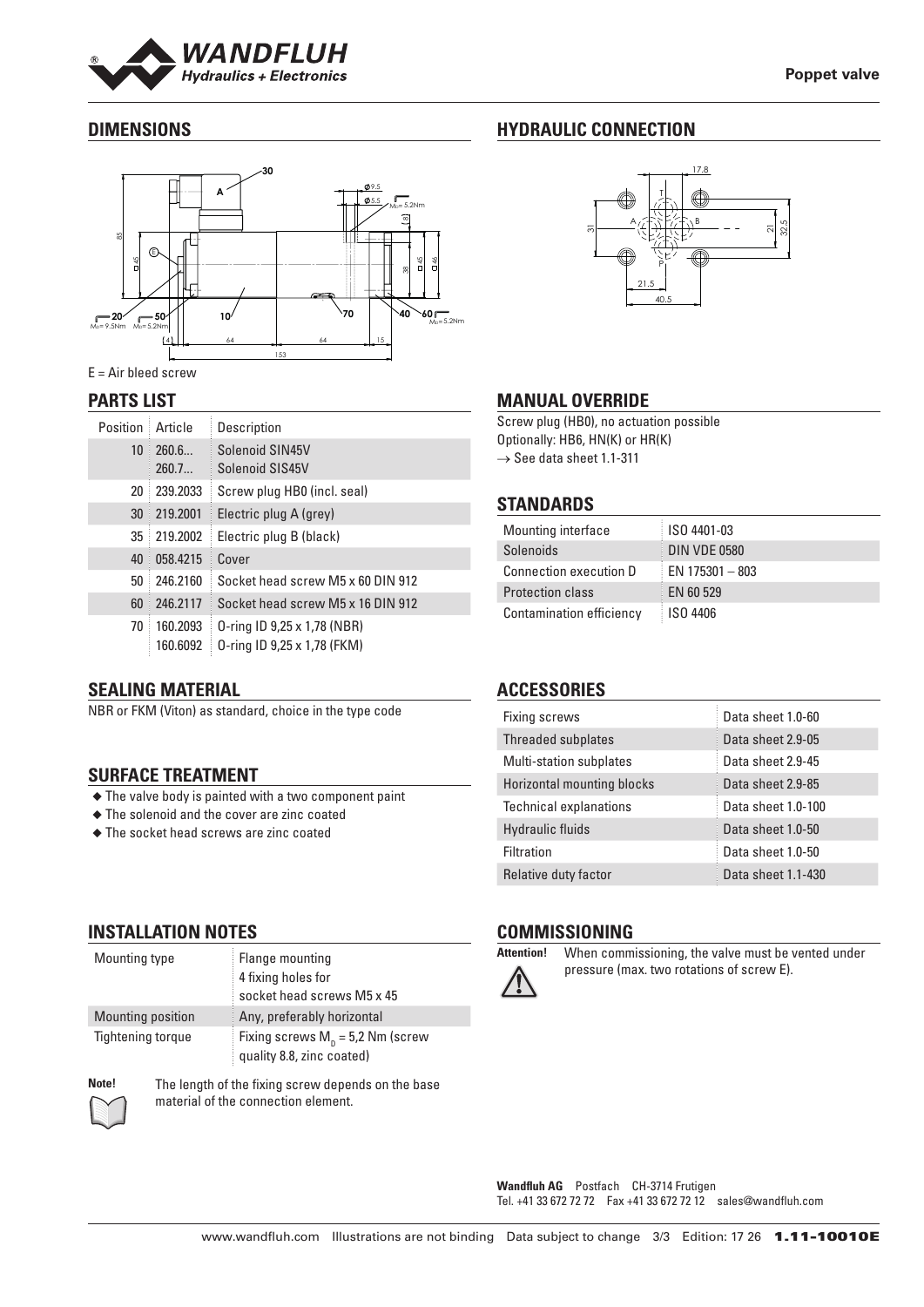## DIMENSIONS

E = Air bleed screw

## PARTS LIST

| Position | Article | Description |
|---|---|---|
| 10 | 260.6...<br>260.7... | Solenoid SIN45V<br>Solenoid SIS45V |
| 20 | 239.2033 | Screw plug HB0 (incl. seal) |
| 30 | 219.2001 | Electric plug A (grey) |
| 35 | 219.2002 | Electric plug B (black) |
| 40 | 058.4215 | Cover |
| 50 | 246.2160 | Socket head screw M5 x 60 DIN 912 |
| 60 | 246.2117 | Socket head screw M5 x 16 DIN 912 |
| 70 | 160.2093<br>160.6092 | O-ring ID 9,25 x 1,78 (NBR)<br>O-ring ID 9,25 x 1,78 (FKM) |

## SEALING MATERIAL

NBR or FKM (Viton) as standard, choice in the type code

## SURFACE TREATMENT

- The valve body is painted with a two component paint
- The solenoid and the cover are zinc coated
- The socket head screws are zinc coated

## INSTALLATION NOTES

| | |
|---|---|
| Mounting type | Flange mounting<br>4 fixing holes for<br>socket head screws M5 x 45 |
| Mounting position | Any, preferably horizontal |
| Tightening torque | Fixing screws $M_D$ = 5,2 Nm (screw quality 8.8, zinc coated) |

**Note!** The length of the fixing screw depends on the base material of the connection element.

## HYDRAULIC CONNECTION

## MANUAL OVERRIDE

Screw plug (HB0), no actuation possible
Optionally: HB6, HN(K) or HR(K)
→ See data sheet 1.1-311

## STANDARDS

| | |
|---|---|
| Mounting interface | ISO 4401-03 |
| Solenoids | DIN VDE 0580 |
| Connection execution D | EN 175301 – 803 |
| Protection class | EN 60 529 |
| Contamination efficiency | ISO 4406 |

## ACCESSORIES

| | |
|---|---|
| Fixing screws | Data sheet 1.0-60 |
| Threaded subplates | Data sheet 2.9-05 |
| Multi-station subplates | Data sheet 2.9-45 |
| Horizontal mounting blocks | Data sheet 2.9-85 |
| Technical explanations | Data sheet 1.0-100 |
| Hydraulic fluids | Data sheet 1.0-50 |
| Filtration | Data sheet 1.0-50 |
| Relative duty factor | Data sheet 1.1-430 |

## COMMISSIONING

**Attention!** When commissioning, the valve must be vented under pressure (max. two rotations of screw E).

**Wandfluh AG** Postfach CH-3714 Frutigen
Tel. +41 33 672 72 72 Fax +41 33 672 72 12 sales@wandfluh.com